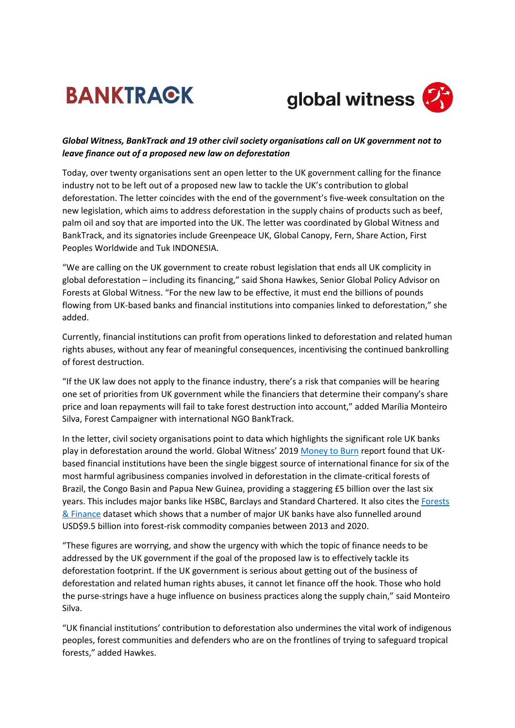BANKTRACK global witness

***Global Witness, BankTrack and 19 other civil society organisations call on UK government not to leave finance out of a proposed new law on deforestation***

Today, over twenty organisations sent an open letter to the UK government calling for the finance industry not to be left out of a proposed new law to tackle the UK's contribution to global deforestation. The letter coincides with the end of the government's five-week consultation on the new legislation, which aims to address deforestation in the supply chains of products such as beef, palm oil and soy that are imported into the UK. The letter was coordinated by Global Witness and BankTrack, and its signatories include Greenpeace UK, Global Canopy, Fern, Share Action, First Peoples Worldwide and Tuk INDONESIA.

"We are calling on the UK government to create robust legislation that ends all UK complicity in global deforestation – including its financing," said Shona Hawkes, Senior Global Policy Advisor on Forests at Global Witness. "For the new law to be effective, it must end the billions of pounds flowing from UK-based banks and financial institutions into companies linked to deforestation," she added.

Currently, financial institutions can profit from operations linked to deforestation and related human rights abuses, without any fear of meaningful consequences, incentivising the continued bankrolling of forest destruction.

"If the UK law does not apply to the finance industry, there's a risk that companies will be hearing one set of priorities from UK government while the financiers that determine their company's share price and loan repayments will fail to take forest destruction into account," added Marília Monteiro Silva, Forest Campaigner with international NGO BankTrack.

In the letter, civil society organisations point to data which highlights the significant role UK banks play in deforestation around the world. Global Witness' 2019 Money to Burn report found that UK-based financial institutions have been the single biggest source of international finance for six of the most harmful agribusiness companies involved in deforestation in the climate-critical forests of Brazil, the Congo Basin and Papua New Guinea, providing a staggering £5 billion over the last six years. This includes major banks like HSBC, Barclays and Standard Chartered. It also cites the Forests & Finance dataset which shows that a number of major UK banks have also funnelled around USD$9.5 billion into forest-risk commodity companies between 2013 and 2020.

"These figures are worrying, and show the urgency with which the topic of finance needs to be addressed by the UK government if the goal of the proposed law is to effectively tackle its deforestation footprint. If the UK government is serious about getting out of the business of deforestation and related human rights abuses, it cannot let finance off the hook. Those who hold the purse-strings have a huge influence on business practices along the supply chain," said Monteiro Silva.

"UK financial institutions' contribution to deforestation also undermines the vital work of indigenous peoples, forest communities and defenders who are on the frontlines of trying to safeguard tropical forests," added Hawkes.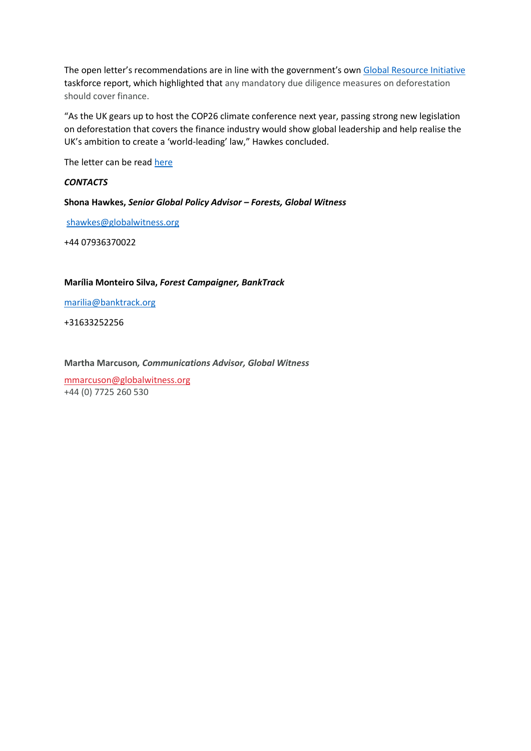The open letter's recommendations are in line with the government's own [Global Resource Initiative](#) taskforce report, which highlighted that any mandatory due diligence measures on deforestation should cover finance.

"As the UK gears up to host the COP26 climate conference next year, passing strong new legislation on deforestation that covers the finance industry would show global leadership and help realise the UK's ambition to create a 'world-leading' law," Hawkes concluded.

The letter can be read [here](#)

***CONTACTS***

**Shona Hawkes, *Senior Global Policy Advisor – Forests, Global Witness***

shawkes@globalwitness.org

+44 07936370022

**Marília Monteiro Silva, *Forest Campaigner, BankTrack***

marilia@banktrack.org

+31633252256

**Martha Marcuson*, Communications Advisor, Global Witness***

mmarcuson@globalwitness.org
+44 (0) 7725 260 530